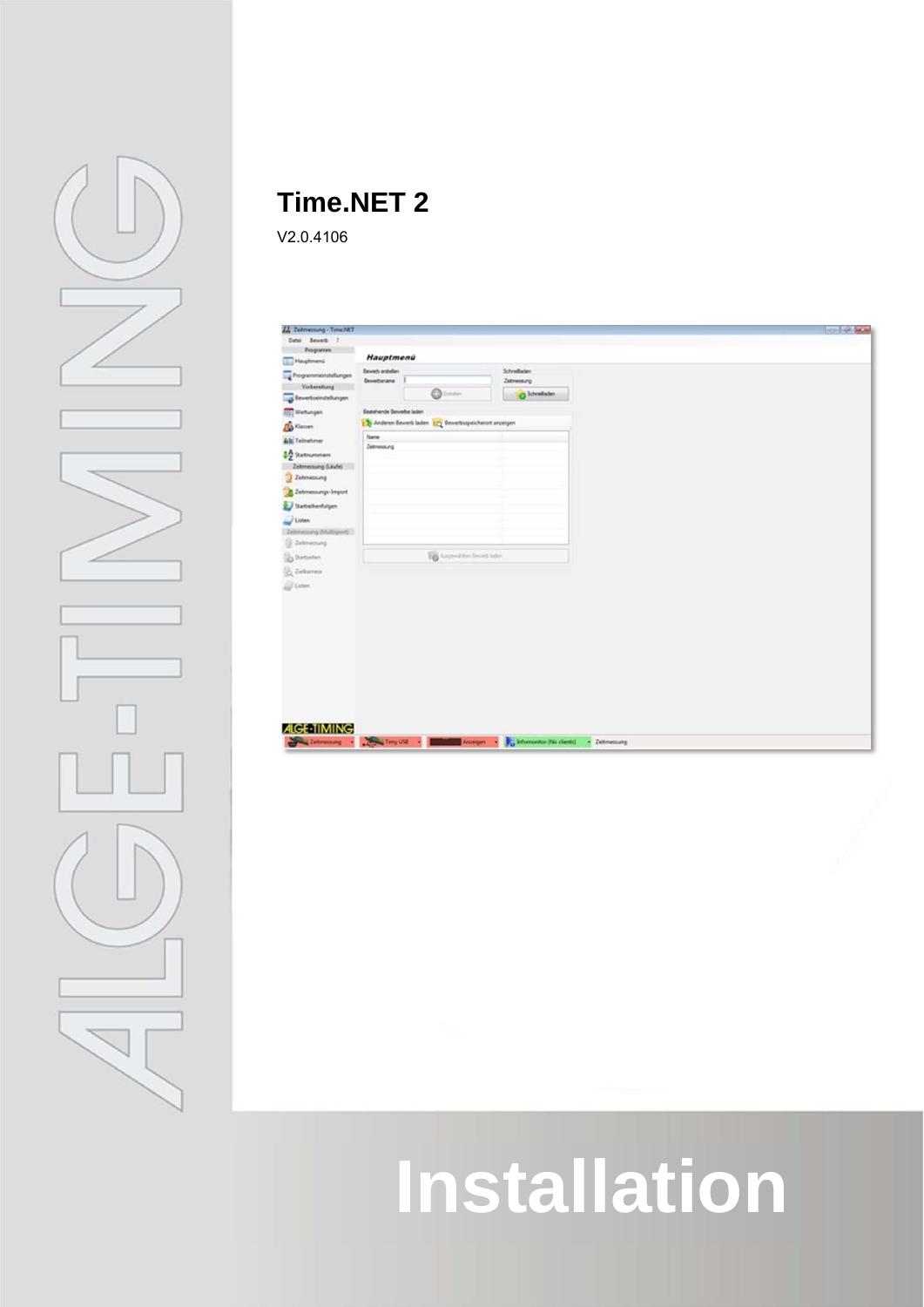# Time.NET 2

V2.0.4106

# Installation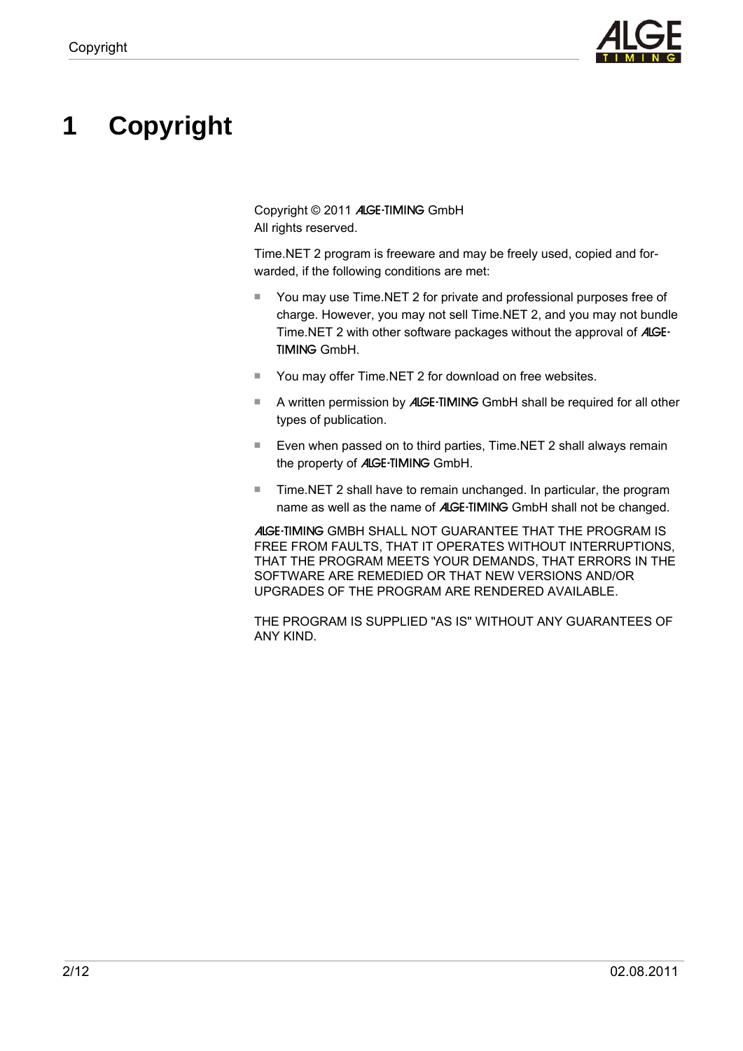# 1 Copyright

Copyright © 2011 ALGE-TIMING GmbH
All rights reserved.

Time.NET 2 program is freeware and may be freely used, copied and forwarded, if the following conditions are met:

- You may use Time.NET 2 for private and professional purposes free of charge. However, you may not sell Time.NET 2, and you may not bundle Time.NET 2 with other software packages without the approval of ALGE-TIMING GmbH.
- You may offer Time.NET 2 for download on free websites.
- A written permission by ALGE-TIMING GmbH shall be required for all other types of publication.
- Even when passed on to third parties, Time.NET 2 shall always remain the property of ALGE-TIMING GmbH.
- Time.NET 2 shall have to remain unchanged. In particular, the program name as well as the name of ALGE-TIMING GmbH shall not be changed.

ALGE-TIMING GMBH SHALL NOT GUARANTEE THAT THE PROGRAM IS FREE FROM FAULTS, THAT IT OPERATES WITHOUT INTERRUPTIONS, THAT THE PROGRAM MEETS YOUR DEMANDS, THAT ERRORS IN THE SOFTWARE ARE REMEDIED OR THAT NEW VERSIONS AND/OR UPGRADES OF THE PROGRAM ARE RENDERED AVAILABLE.

THE PROGRAM IS SUPPLIED "AS IS" WITHOUT ANY GUARANTEES OF ANY KIND.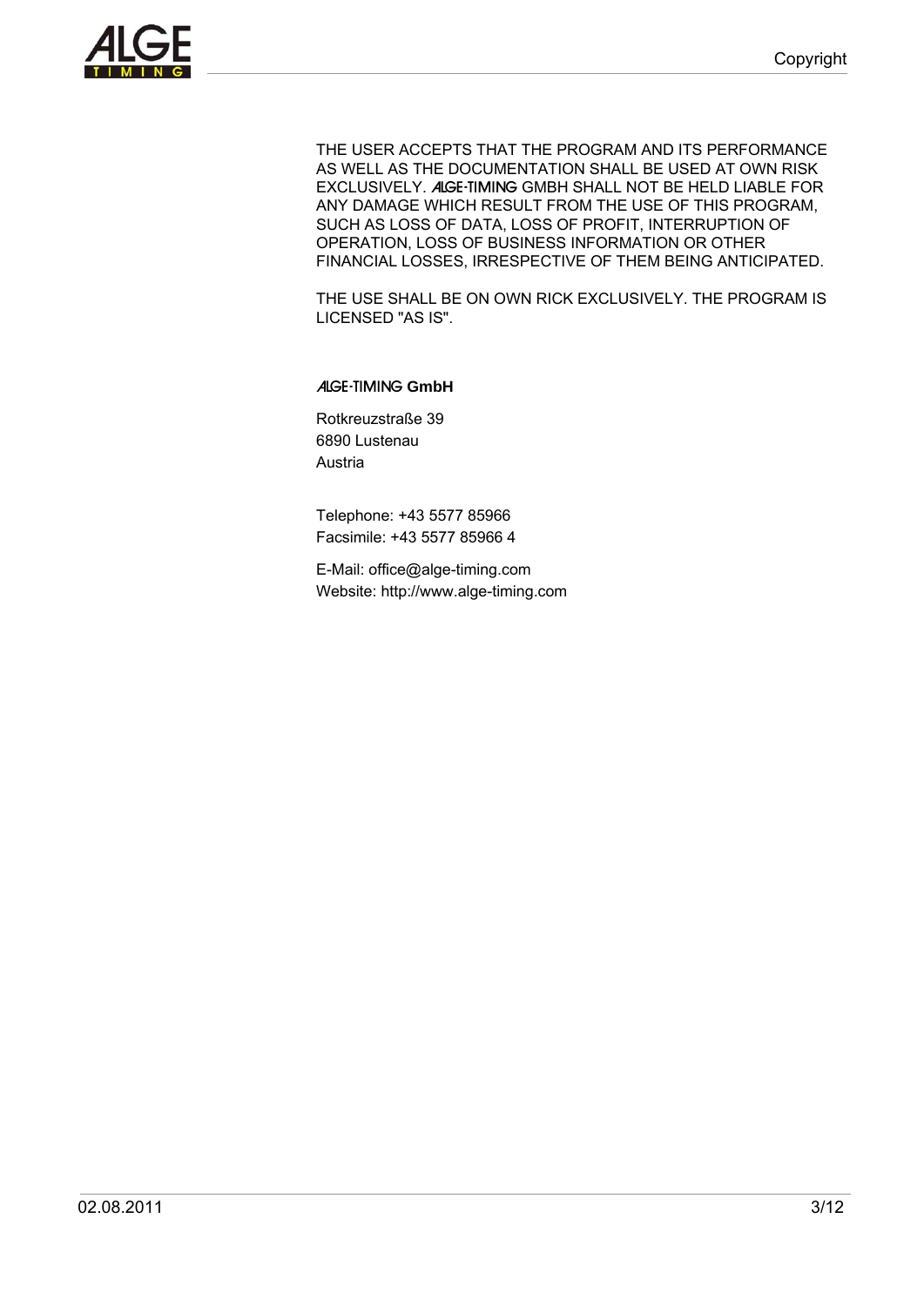THE USER ACCEPTS THAT THE PROGRAM AND ITS PERFORMANCE AS WELL AS THE DOCUMENTATION SHALL BE USED AT OWN RISK EXCLUSIVELY. ALGE-TIMING GMBH SHALL NOT BE HELD LIABLE FOR ANY DAMAGE WHICH RESULT FROM THE USE OF THIS PROGRAM, SUCH AS LOSS OF DATA, LOSS OF PROFIT, INTERRUPTION OF OPERATION, LOSS OF BUSINESS INFORMATION OR OTHER FINANCIAL LOSSES, IRRESPECTIVE OF THEM BEING ANTICIPATED.

THE USE SHALL BE ON OWN RICK EXCLUSIVELY. THE PROGRAM IS LICENSED "AS IS".

**ALGE-TIMING GmbH**

Rotkreuzstraße 39
6890 Lustenau
Austria

Telephone: +43 5577 85966
Facsimile: +43 5577 85966 4

E-Mail: office@alge-timing.com
Website: http://www.alge-timing.com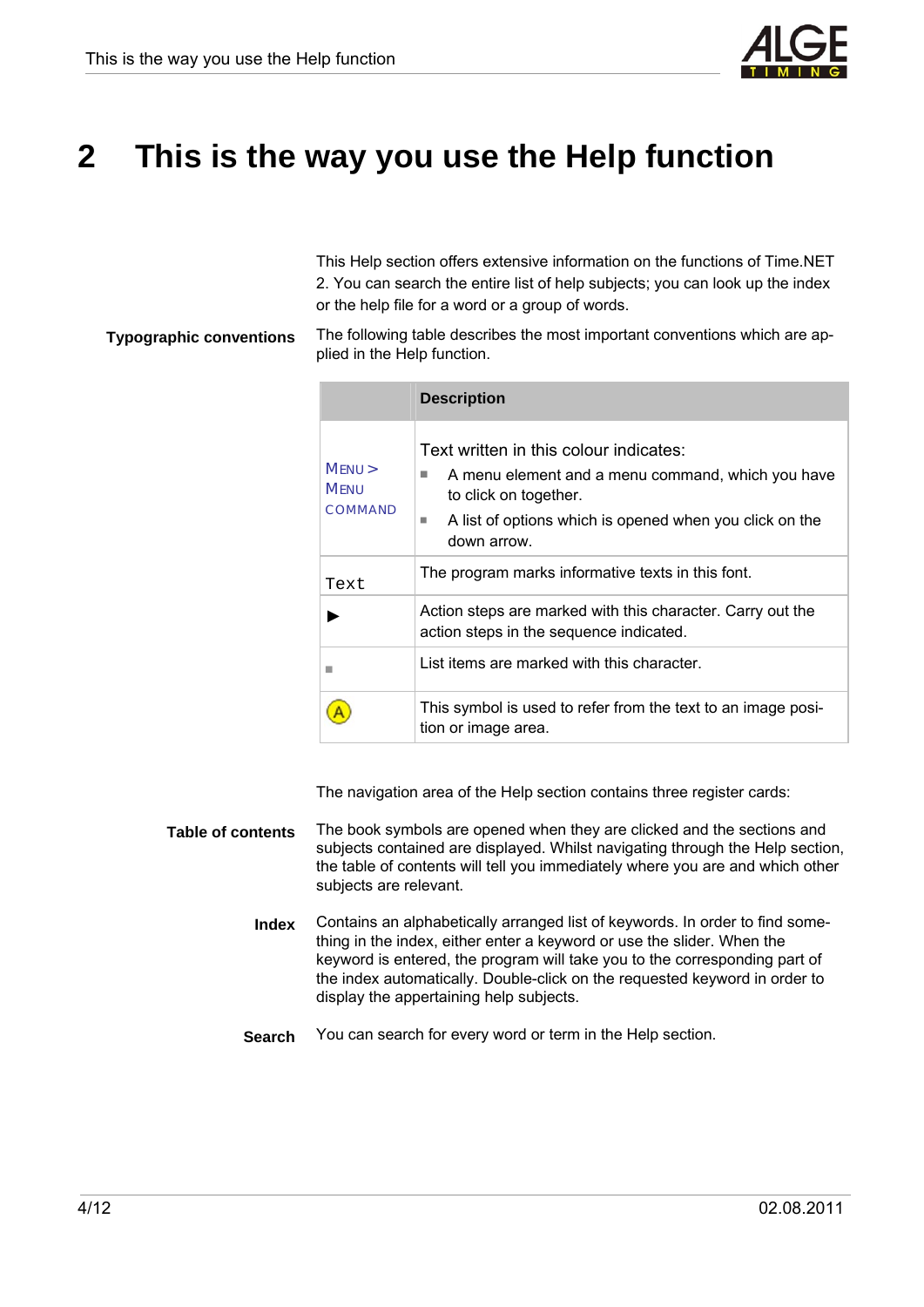# 2 This is the way you use the Help function

This Help section offers extensive information on the functions of Time.NET 2. You can search the entire list of help subjects; you can look up the index or the help file for a word or a group of words.

**Typographic conventions**

The following table describes the most important conventions which are applied in the Help function.

| | **Description** |
|---|---|
| MENU > MENU COMMAND | Text written in this colour indicates:<br>■ A menu element and a menu command, which you have to click on together.<br>■ A list of options which is opened when you click on the down arrow. |
| `Text` | The program marks informative texts in this font. |
| ▶ | Action steps are marked with this character. Carry out the action steps in the sequence indicated. |
| ■ | List items are marked with this character. |
| (A) | This symbol is used to refer from the text to an image position or image area. |

The navigation area of the Help section contains three register cards:

**Table of contents**

The book symbols are opened when they are clicked and the sections and subjects contained are displayed. Whilst navigating through the Help section, the table of contents will tell you immediately where you are and which other subjects are relevant.

**Index**

Contains an alphabetically arranged list of keywords. In order to find something in the index, either enter a keyword or use the slider. When the keyword is entered, the program will take you to the corresponding part of the index automatically. Double-click on the requested keyword in order to display the appertaining help subjects.

**Search**

You can search for every word or term in the Help section.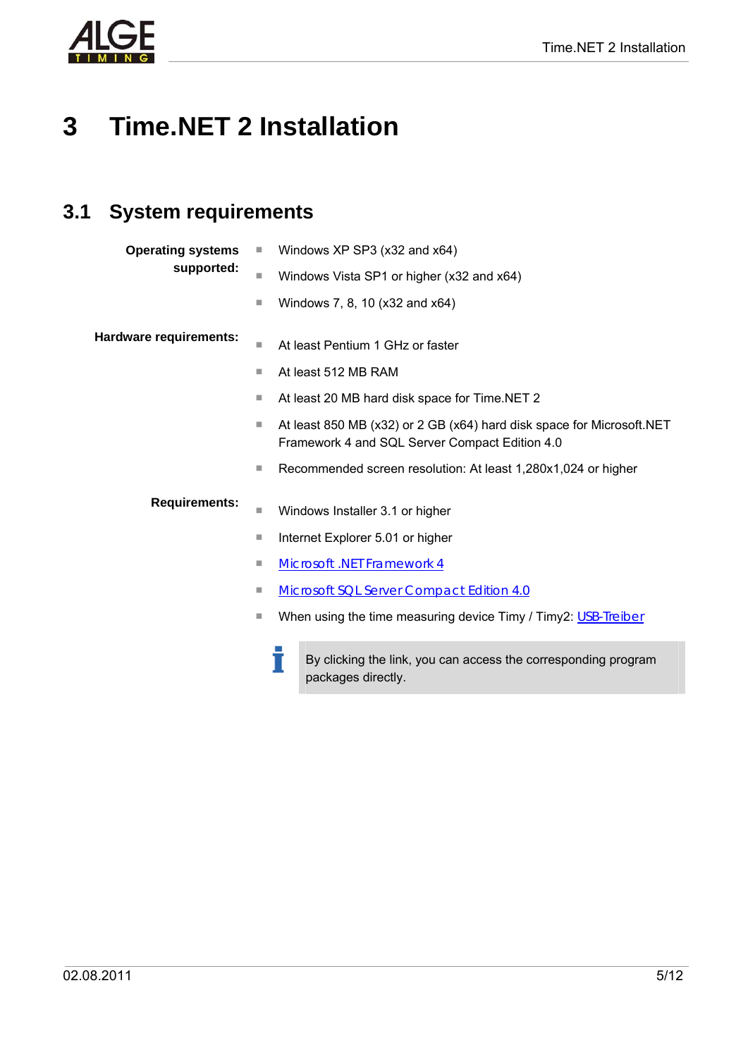# 3 Time.NET 2 Installation

## 3.1 System requirements

**Operating systems supported:**

- Windows XP SP3 (x32 and x64)
- Windows Vista SP1 or higher (x32 and x64)
- Windows 7, 8, 10 (x32 and x64)

**Hardware requirements:**

- At least Pentium 1 GHz or faster
- At least 512 MB RAM
- At least 20 MB hard disk space for Time.NET 2
- At least 850 MB (x32) or 2 GB (x64) hard disk space for Microsoft.NET Framework 4 and SQL Server Compact Edition 4.0
- Recommended screen resolution: At least 1,280x1,024 or higher

**Requirements:**

- Windows Installer 3.1 or higher
- Internet Explorer 5.01 or higher
- Microsoft .NET Framework 4
- Microsoft SQL Server Compact Edition 4.0
- When using the time measuring device Timy / Timy2: USB-Treiber

By clicking the link, you can access the corresponding program packages directly.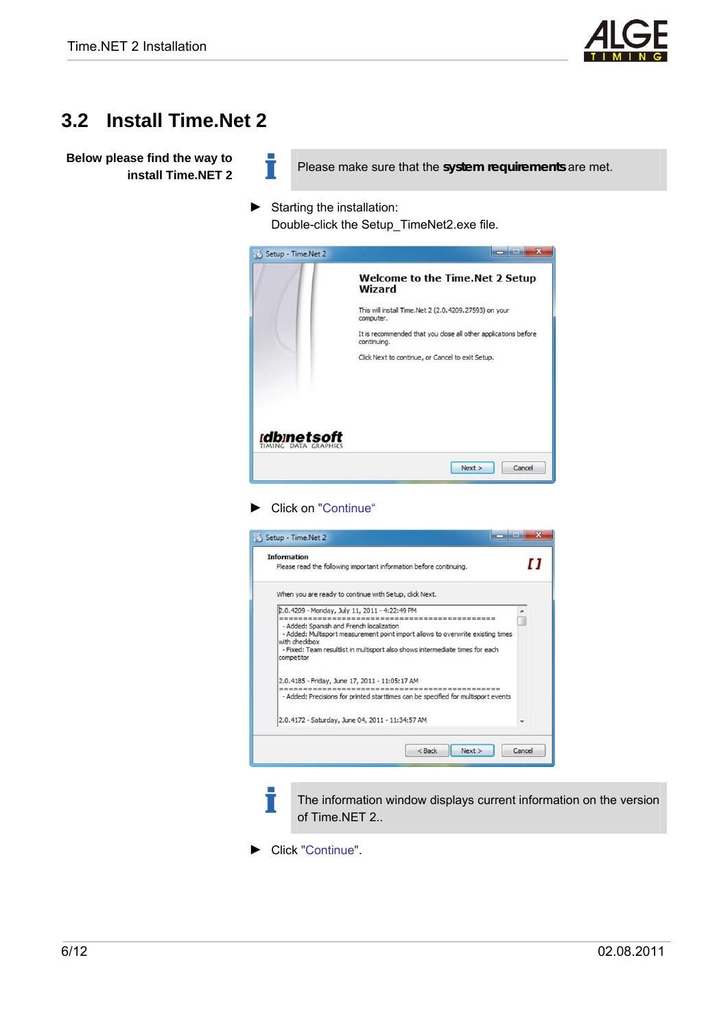## 3.2 Install Time.Net 2

**Below please find the way to install Time.NET 2**

Please make sure that the **system requirements** are met.

► Starting the installation:
Double-click the Setup_TimeNet2.exe file.

► Click on "Continue"

The information window displays current information on the version of Time.NET 2..

► Click "Continue".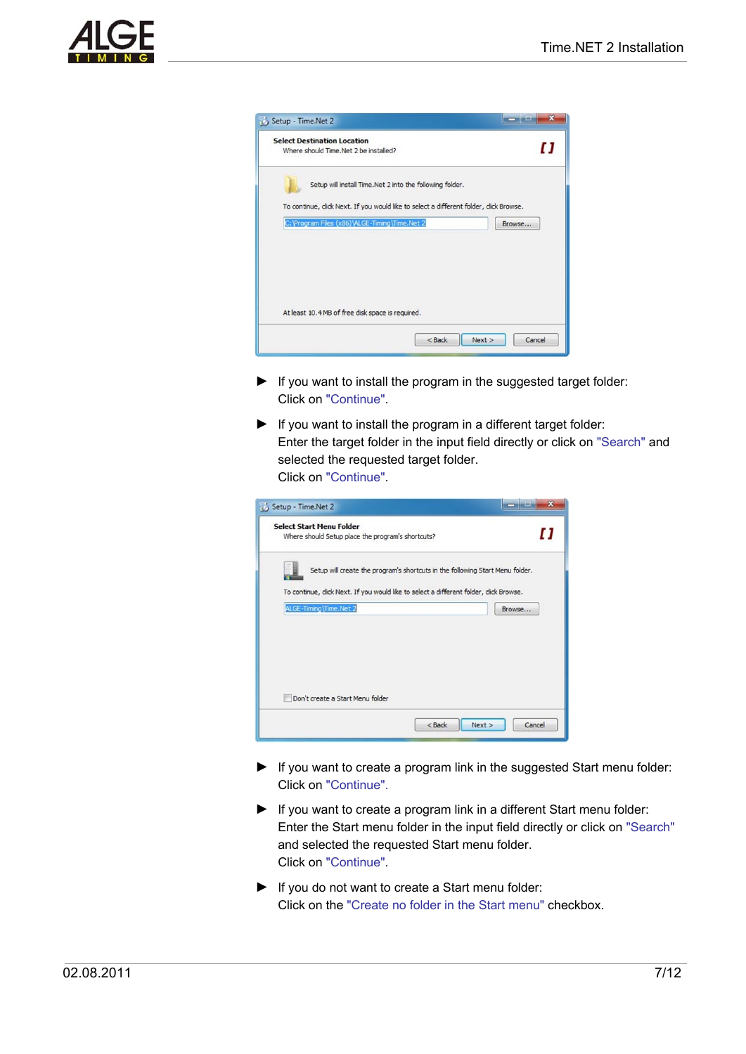- ► If you want to install the program in the suggested target folder:
  Click on "Continue".
- ► If you want to install the program in a different target folder:
  Enter the target folder in the input field directly or click on "Search" and selected the requested target folder.
  Click on "Continue".

- ► If you want to create a program link in the suggested Start menu folder:
  Click on "Continue".
- ► If you want to create a program link in a different Start menu folder:
  Enter the Start menu folder in the input field directly or click on "Search" and selected the requested Start menu folder.
  Click on "Continue".
- ► If you do not want to create a Start menu folder:
  Click on the "Create no folder in the Start menu" checkbox.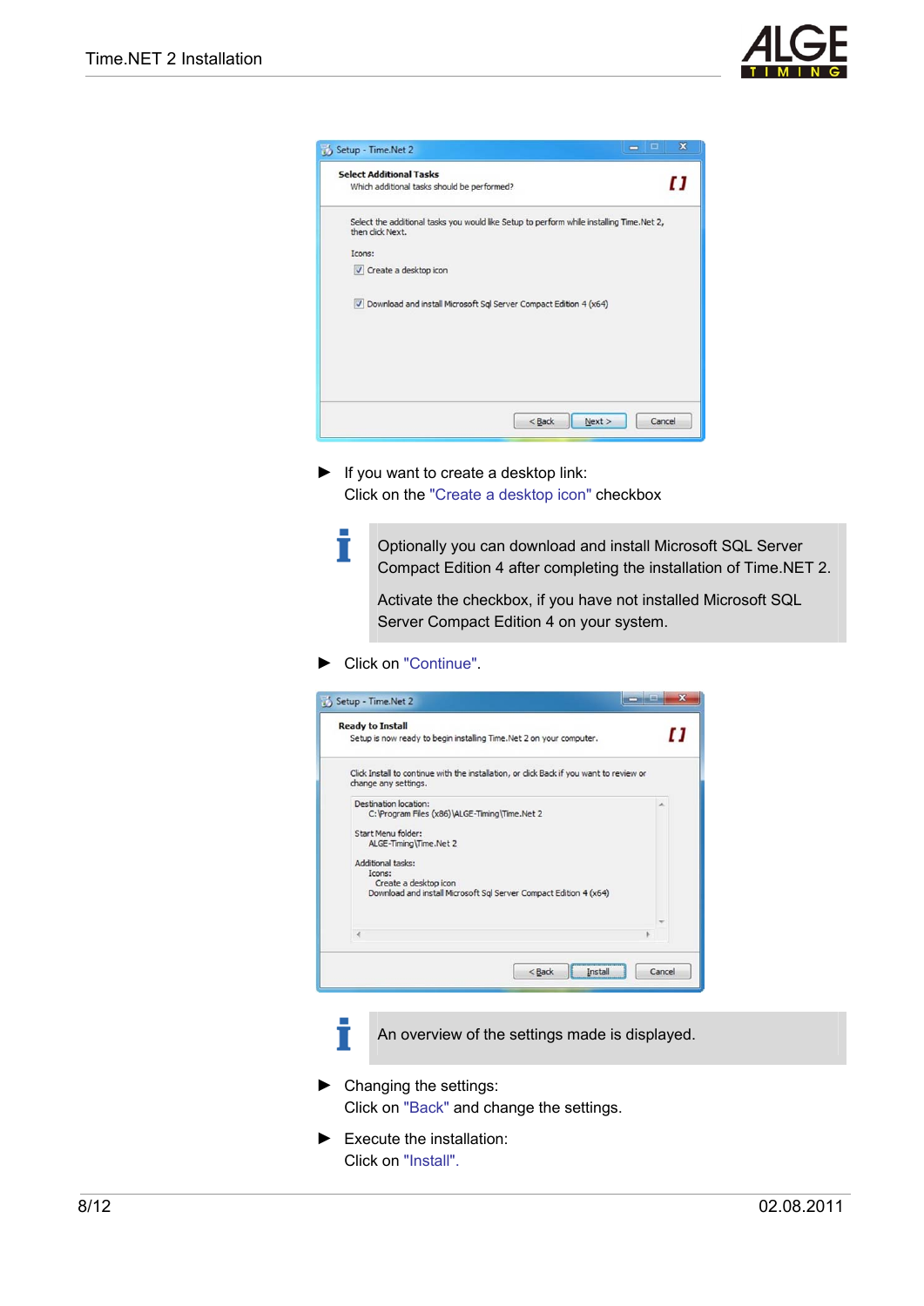► If you want to create a desktop link:
Click on the "Create a desktop icon" checkbox

Optionally you can download and install Microsoft SQL Server Compact Edition 4 after completing the installation of Time.NET 2.

Activate the checkbox, if you have not installed Microsoft SQL Server Compact Edition 4 on your system.

► Click on "Continue".

An overview of the settings made is displayed.

► Changing the settings:
Click on "Back" and change the settings.

► Execute the installation:
Click on "Install".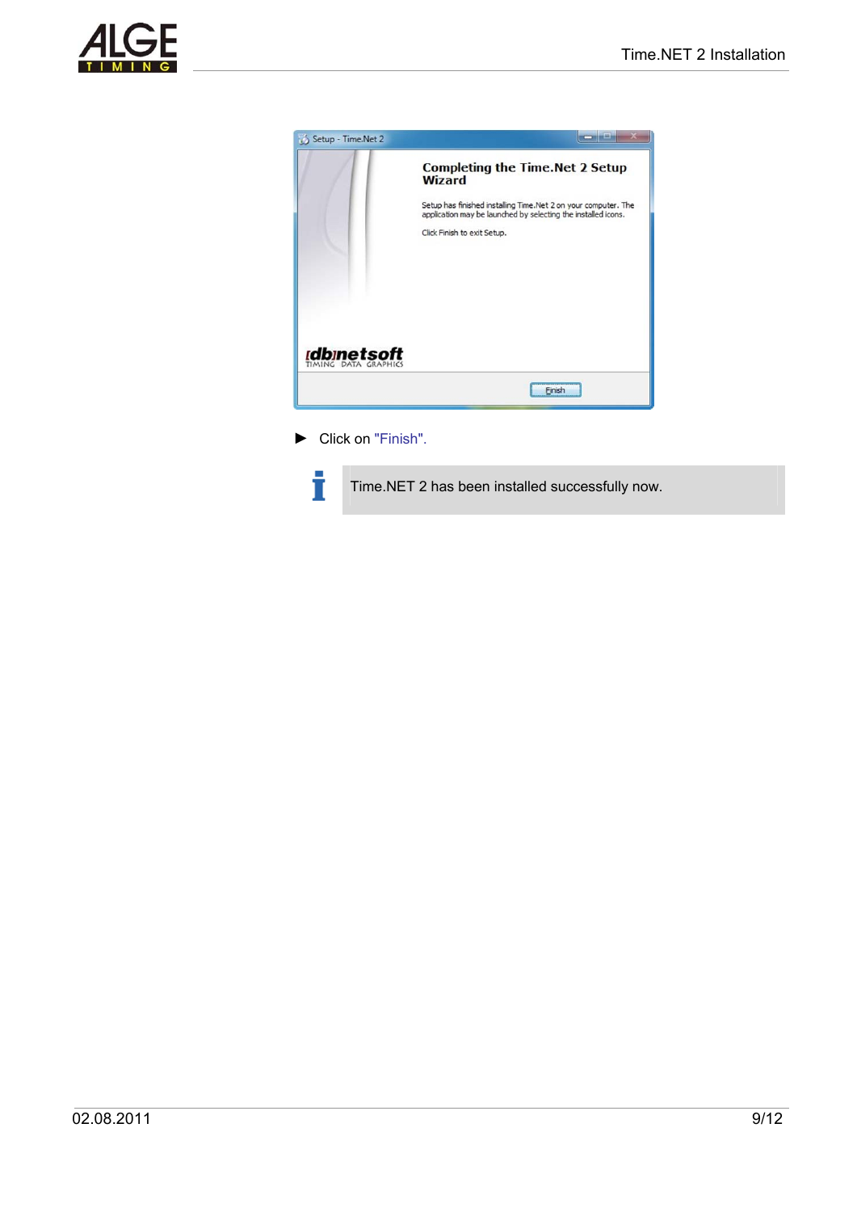► Click on "Finish".

Time.NET 2 has been installed successfully now.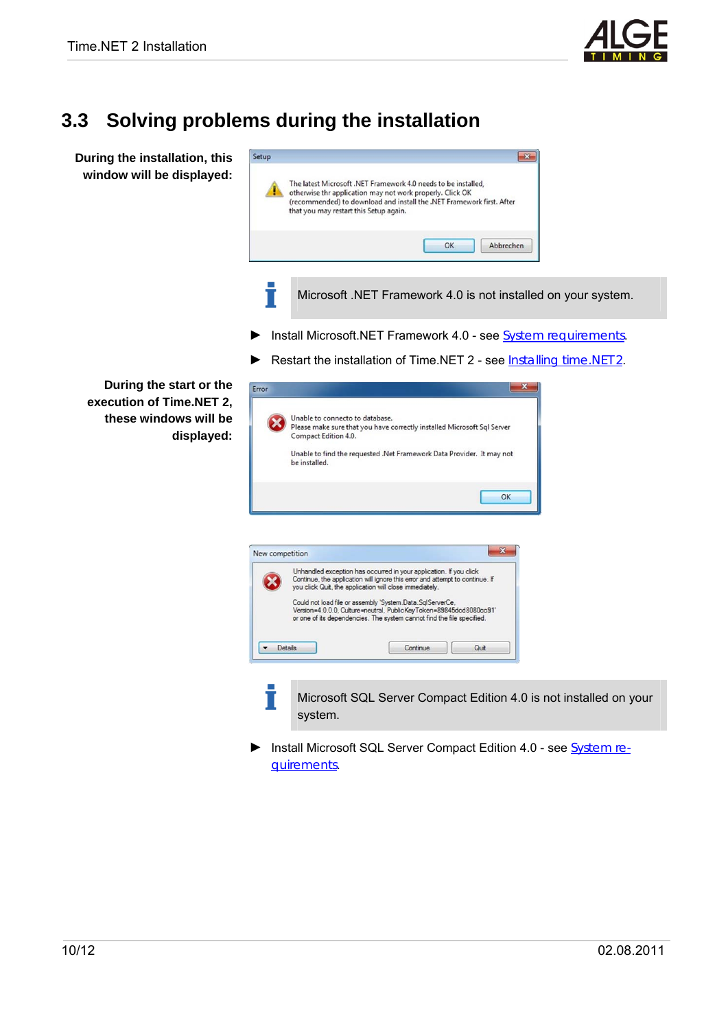## 3.3 Solving problems during the installation

**During the installation, this window will be displayed:**

Microsoft .NET Framework 4.0 is not installed on your system.

- ► Install Microsoft.NET Framework 4.0 - see System requirements.
- ► Restart the installation of Time.NET 2 - see Installing time.NET2.

**During the start or the execution of Time.NET 2, these windows will be displayed:**

Microsoft SQL Server Compact Edition 4.0 is not installed on your system.

- ► Install Microsoft SQL Server Compact Edition 4.0 - see System requirements.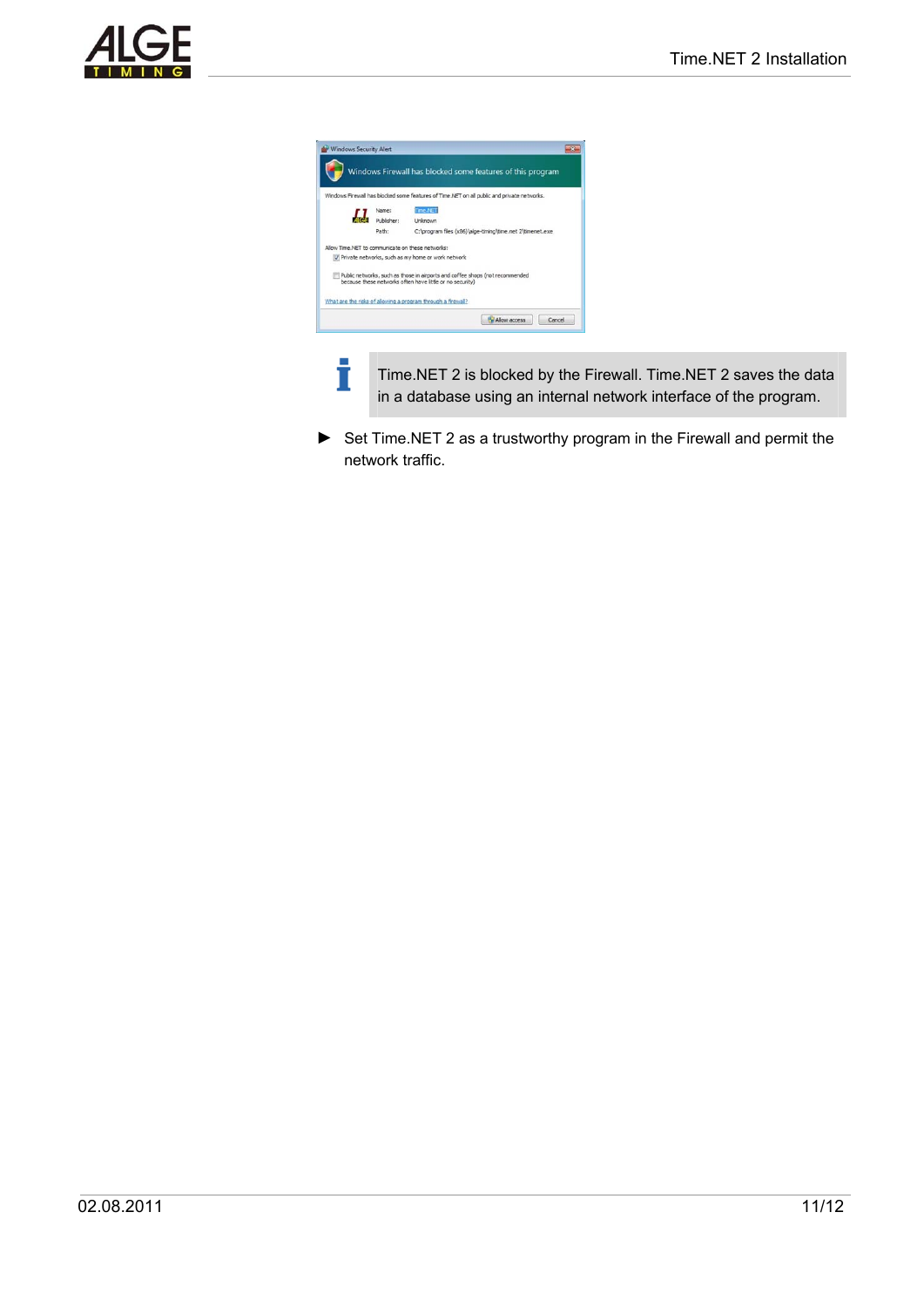Time.NET 2 is blocked by the Firewall. Time.NET 2 saves the data in a database using an internal network interface of the program.

► Set Time.NET 2 as a trustworthy program in the Firewall and permit the network traffic.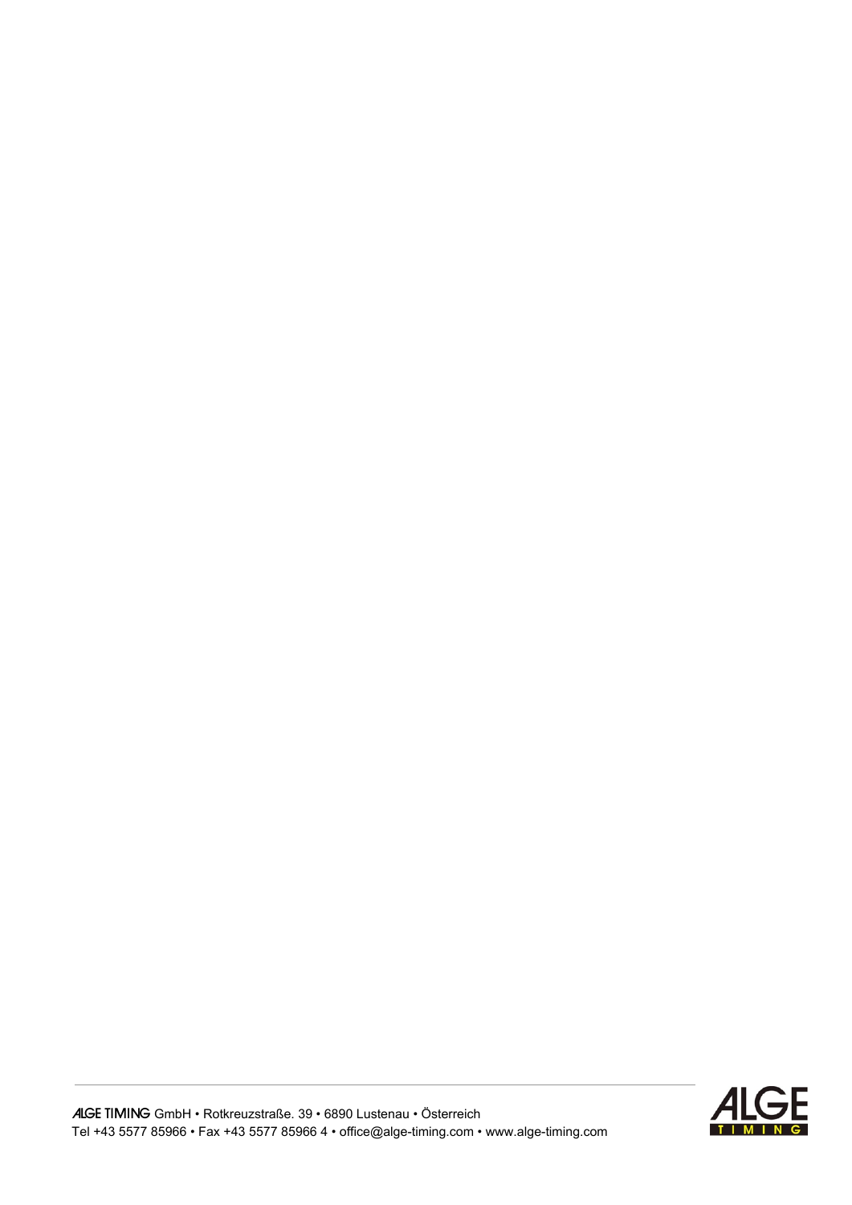ALGE TIMING GmbH • Rotkreuzstraße. 39 • 6890 Lustenau • Österreich
Tel +43 5577 85966 • Fax +43 5577 85966 4 • office@alge-timing.com • www.alge-timing.com